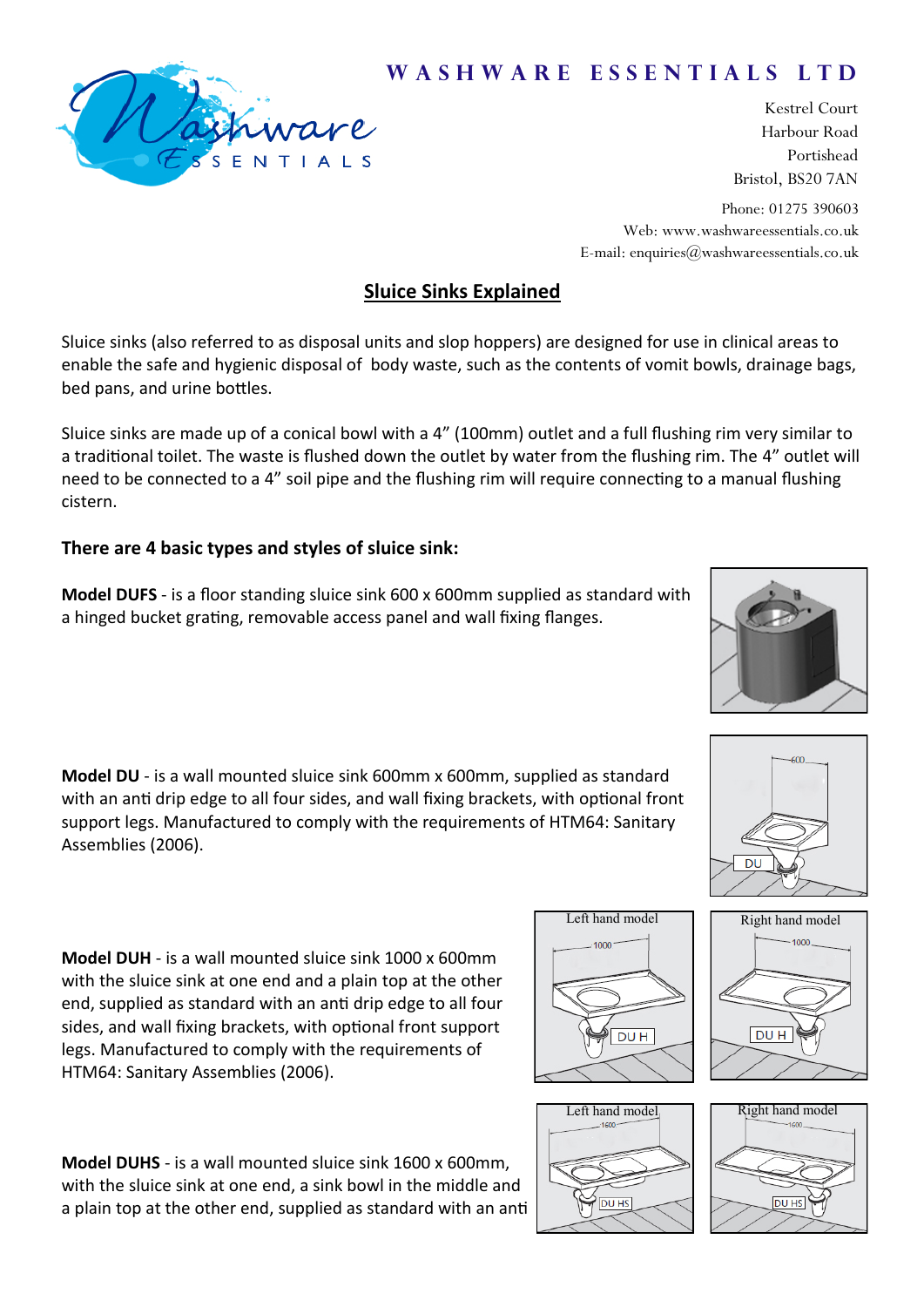# WASHWARE ESSENTIALS LTD

Kestrel Court
Harbour Road
Portishead
Bristol, BS20 7AN

Phone: 01275 390603
Web: www.washwareessentials.co.uk
E-mail: enquiries@washwareessentials.co.uk

## Sluice Sinks Explained

Sluice sinks (also referred to as disposal units and slop hoppers) are designed for use in clinical areas to enable the safe and hygienic disposal of body waste, such as the contents of vomit bowls, drainage bags, bed pans, and urine bottles.

Sluice sinks are made up of a conical bowl with a 4" (100mm) outlet and a full flushing rim very similar to a traditional toilet. The waste is flushed down the outlet by water from the flushing rim. The 4" outlet will need to be connected to a 4" soil pipe and the flushing rim will require connecting to a manual flushing cistern.

### There are 4 basic types and styles of sluice sink:

**Model DUFS** - is a floor standing sluice sink 600 x 600mm supplied as standard with a hinged bucket grating, removable access panel and wall fixing flanges.

**Model DU** - is a wall mounted sluice sink 600mm x 600mm, supplied as standard with an anti drip edge to all four sides, and wall fixing brackets, with optional front support legs. Manufactured to comply with the requirements of HTM64: Sanitary Assemblies (2006).

**Model DUH** - is a wall mounted sluice sink 1000 x 600mm with the sluice sink at one end and a plain top at the other end, supplied as standard with an anti drip edge to all four sides, and wall fixing brackets, with optional front support legs. Manufactured to comply with the requirements of HTM64: Sanitary Assemblies (2006).

Left hand model — Right hand model

**Model DUHS** - is a wall mounted sluice sink 1600 x 600mm, with the sluice sink at one end, a sink bowl in the middle and a plain top at the other end, supplied as standard with an anti

Left hand model — Right hand model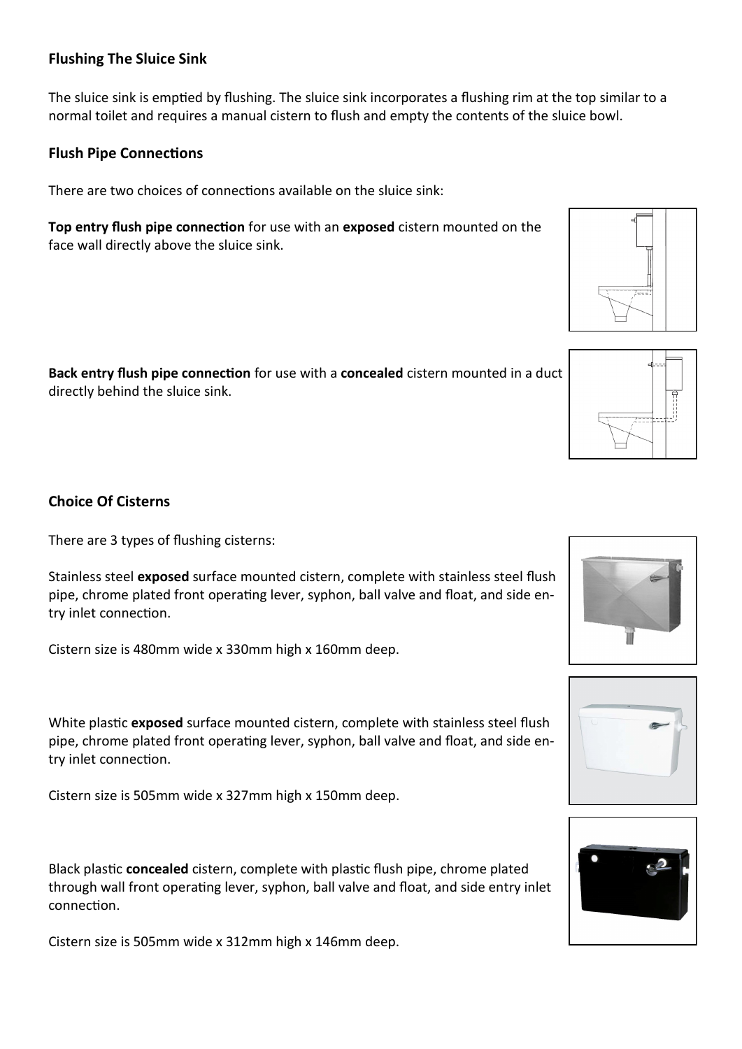### Flushing The Sluice Sink

The sluice sink is emptied by flushing. The sluice sink incorporates a flushing rim at the top similar to a normal toilet and requires a manual cistern to flush and empty the contents of the sluice bowl.

### Flush Pipe Connections

There are two choices of connections available on the sluice sink:

**Top entry flush pipe connection** for use with an **exposed** cistern mounted on the face wall directly above the sluice sink.

**Back entry flush pipe connection** for use with a **concealed** cistern mounted in a duct directly behind the sluice sink.

### Choice Of Cisterns

There are 3 types of flushing cisterns:

Stainless steel **exposed** surface mounted cistern, complete with stainless steel flush pipe, chrome plated front operating lever, syphon, ball valve and float, and side entry inlet connection.

Cistern size is 480mm wide x 330mm high x 160mm deep.

White plastic **exposed** surface mounted cistern, complete with stainless steel flush pipe, chrome plated front operating lever, syphon, ball valve and float, and side entry inlet connection.

Cistern size is 505mm wide x 327mm high x 150mm deep.

Black plastic **concealed** cistern, complete with plastic flush pipe, chrome plated through wall front operating lever, syphon, ball valve and float, and side entry inlet connection.

Cistern size is 505mm wide x 312mm high x 146mm deep.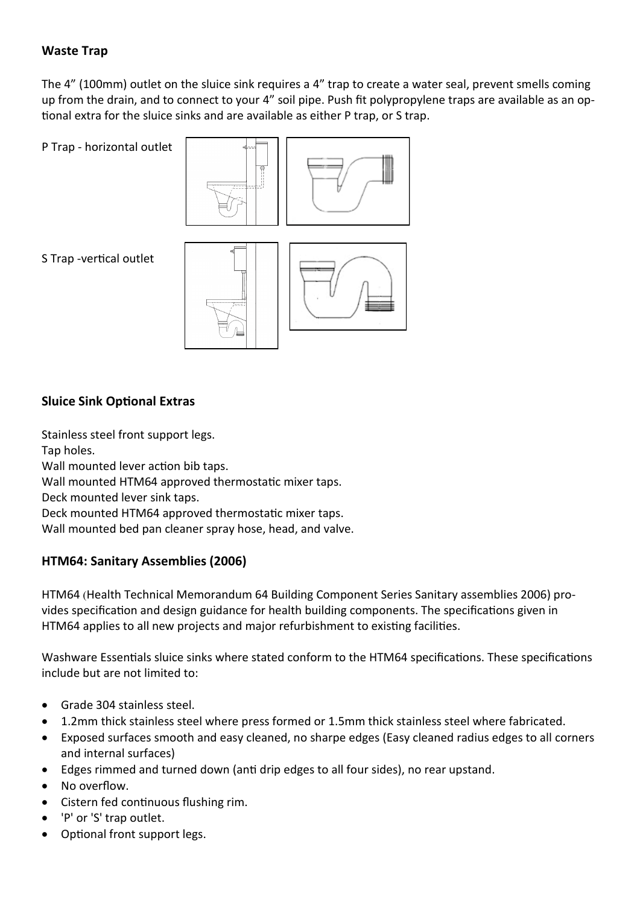## Waste Trap

The 4” (100mm) outlet on the sluice sink requires a 4” trap to create a water seal, prevent smells coming up from the drain, and to connect to your 4” soil pipe. Push fit polypropylene traps are available as an optional extra for the sluice sinks and are available as either P trap, or S trap.

P Trap - horizontal outlet

S Trap -vertical outlet

## Sluice Sink Optional Extras

Stainless steel front support legs.
Tap holes.
Wall mounted lever action bib taps.
Wall mounted HTM64 approved thermostatic mixer taps.
Deck mounted lever sink taps.
Deck mounted HTM64 approved thermostatic mixer taps.
Wall mounted bed pan cleaner spray hose, head, and valve.

## HTM64: Sanitary Assemblies (2006)

HTM64 (Health Technical Memorandum 64 Building Component Series Sanitary assemblies 2006) provides specification and design guidance for health building components. The specifications given in HTM64 applies to all new projects and major refurbishment to existing facilities.

Washware Essentials sluice sinks where stated conform to the HTM64 specifications. These specifications include but are not limited to:

- Grade 304 stainless steel.
- 1.2mm thick stainless steel where press formed or 1.5mm thick stainless steel where fabricated.
- Exposed surfaces smooth and easy cleaned, no sharpe edges (Easy cleaned radius edges to all corners and internal surfaces)
- Edges rimmed and turned down (anti drip edges to all four sides), no rear upstand.
- No overflow.
- Cistern fed continuous flushing rim.
- 'P' or 'S' trap outlet.
- Optional front support legs.